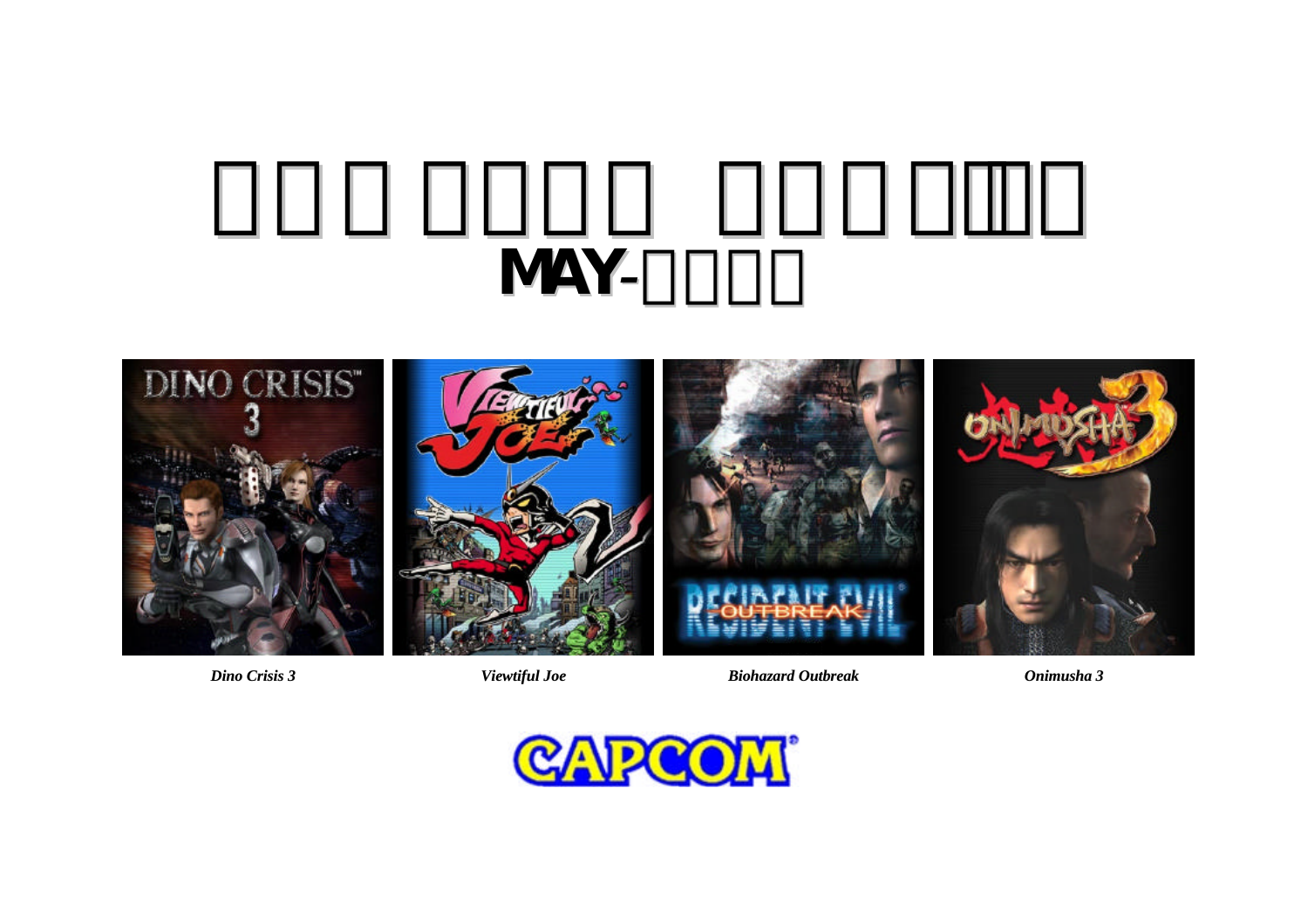# □□□ □□□□□ □□□□□□□
## MAY-□□□□

*Dino Crisis 3* *Viewtiful Joe* *Biohazard Outbreak* *Onimusha 3*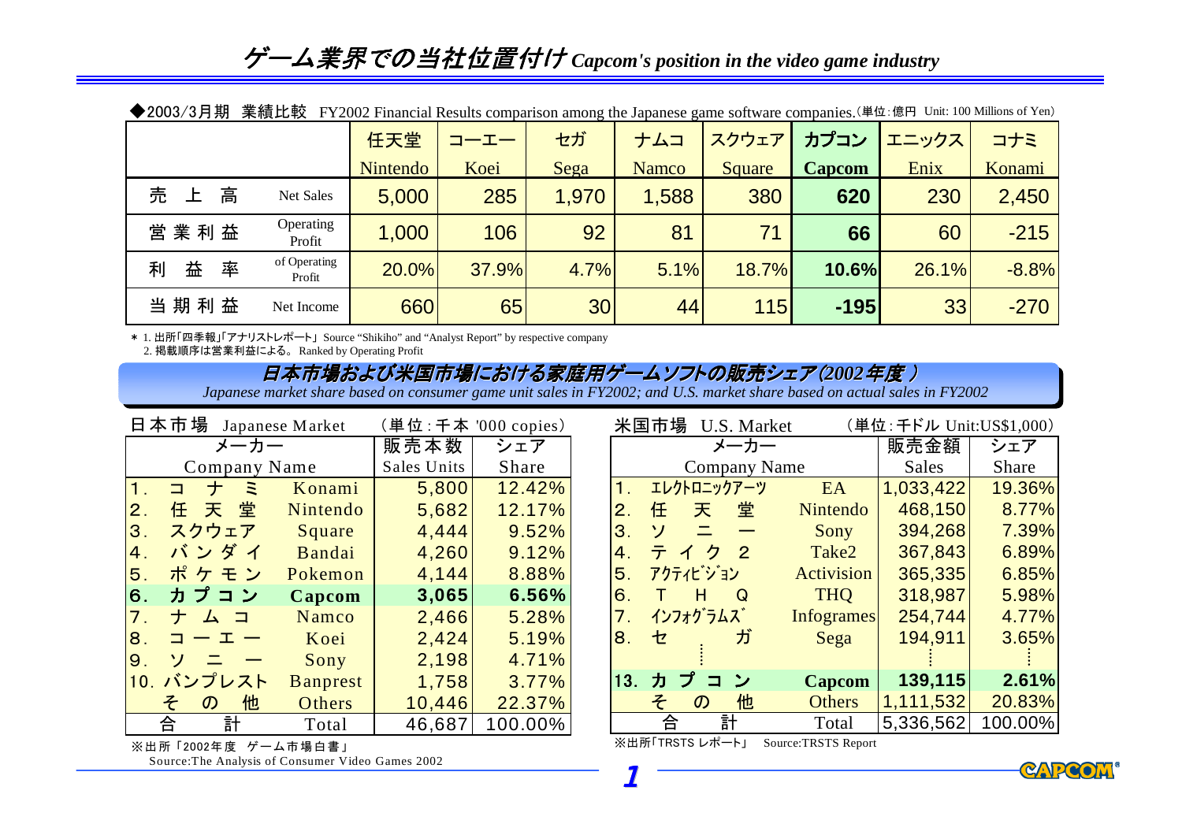# ゲーム業界での当社位置付け *Capcom's position in the video game industry*

◆2003/3月期　業績比較　FY2002 Financial Results comparison among the Japanese game software companies.（単位：億円　Unit: 100 Millions of Yen）

| | | 任天堂 Nintendo | コーエー Koei | セガ Sega | ナムコ Namco | スクウェア Square | カプコン Capcom | エニックス Enix | コナミ Konami |
|---|---|---|---|---|---|---|---|---|---|
| 売上高 | Net Sales | 5,000 | 285 | 1,970 | 1,588 | 380 | **620** | 230 | 2,450 |
| 営業利益 | Operating Profit | 1,000 | 106 | 92 | 81 | 71 | **66** | 60 | -215 |
| 利益率 | of Operating Profit | 20.0% | 37.9% | 4.7% | 5.1% | 18.7% | **10.6%** | 26.1% | -8.8% |
| 当期利益 | Net Income | 660 | 65 | 30 | 44 | 115 | **-195** | 33 | -270 |

＊ 1. 出所「四季報」「アナリストレポート」 Source "Shikiho" and "Analyst Report" by respective company
2. 掲載順序は営業利益による。 Ranked by Operating Profit

## 日本市場および米国市場における家庭用ゲームソフトの販売シェア(2002年度）

*Japanese market share based on consumer game unit sales in FY2002; and U.S. market share based on actual sales in FY2002*

日本市場　Japanese Market　（単位：千本 '000 copies）

| メーカー Company Name | | 販売本数 Sales Units | シェア Share |
|---|---|---|---|
| 1. コナミ | Konami | 5,800 | 12.42% |
| 2. 任天堂 | Nintendo | 5,682 | 12.17% |
| 3. スクウェア | Square | 4,444 | 9.52% |
| 4. バンダイ | Bandai | 4,260 | 9.12% |
| 5. ポケモン | Pokemon | 4,144 | 8.88% |
| **6. カプコン** | **Capcom** | **3,065** | **6.56%** |
| 7. ナムコ | Namco | 2,466 | 5.28% |
| 8. コーエー | Koei | 2,424 | 5.19% |
| 9. ソニー | Sony | 2,198 | 4.71% |
| 10. バンプレスト | Banprest | 1,758 | 3.77% |
| その他 | Others | 10,446 | 22.37% |
| 合計 | Total | 46,687 | 100.00% |

※出所「2002年度　ゲーム市場白書」
Source:The Analysis of Consumer Video Games 2002

米国市場　U.S. Market　（単位：千ドル Unit:US$1,000）

| メーカー Company Name | | 販売金額 Sales | シェア Share |
|---|---|---|---|
| 1. エレクトロニックアーツ | EA | 1,033,422 | 19.36% |
| 2. 任天堂 | Nintendo | 468,150 | 8.77% |
| 3. ソニー | Sony | 394,268 | 7.39% |
| 4. テイク2 | Take2 | 367,843 | 6.89% |
| 5. アクティビジョン | Activision | 365,335 | 6.85% |
| 6. THQ | THQ | 318,987 | 5.98% |
| 7. インフォグラムズ | Infogrames | 254,744 | 4.77% |
| 8. セガ | Sega | 194,911 | 3.65% |
| ⋮ | | ⋮ | ⋮ |
| **13. カプコン** | **Capcom** | **139,115** | **2.61%** |
| その他 | Others | 1,111,532 | 20.83% |
| 合計 | Total | 5,336,562 | 100.00% |

※出所「TRSTS レポート」　Source:TRSTS Report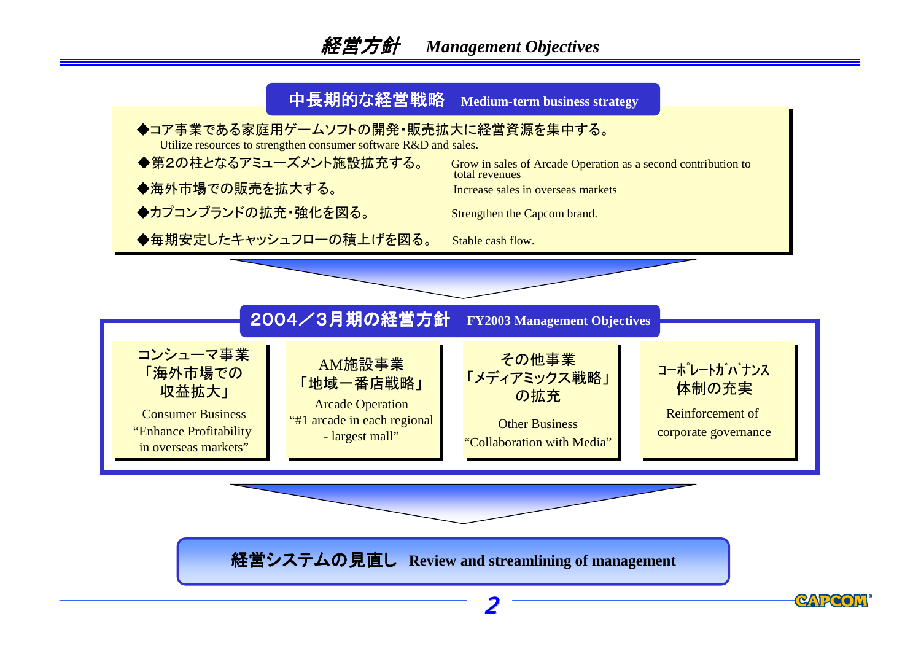# 経営方針　*Management Objectives*

## 中長期的な経営戦略　Medium-term business strategy

- ◆コア事業である家庭用ゲームソフトの開発・販売拡大に経営資源を集中する。
  Utilize resources to strengthen consumer software R&D and sales.
- ◆第2の柱となるアミューズメント施設拡充する。　Grow in sales of Arcade Operation as a second contribution to total revenues
- ◆海外市場での販売を拡大する。　Increase sales in overseas markets
- ◆カプコンブランドの拡充・強化を図る。　Strengthen the Capcom brand.
- ◆毎期安定したキャッシュフローの積上げを図る。　Stable cash flow.

## 2004／3月期の経営方針　FY2003 Management Objectives

| コンシューマ事業「海外市場での収益拡大」 | AM施設事業「地域一番店戦略」 | その他事業「メディアミックス戦略」の拡充 | ｺｰﾎﾟﾚｰﾄｶﾞﾊﾞﾅﾝｽ体制の充実 |
|---|---|---|---|
| Consumer Business “Enhance Profitability in overseas markets” | Arcade Operation “#1 arcade in each regional - largest mall” | Other Business “Collaboration with Media” | Reinforcement of corporate governance |

## 経営システムの見直し　Review and streamlining of management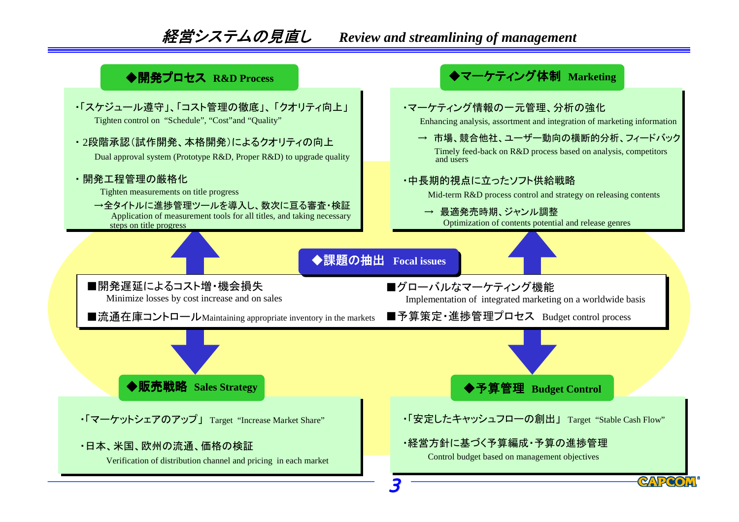# 経営システムの見直し　*Review and streamlining of management*

## ◆開発プロセス R&D Process

- ・「スケジュール遵守」、「コスト管理の徹底」、「クオリティ向上」
  Tighten control on "Schedule", "Cost"and "Quality"
- ・2段階承認（試作開発、本格開発）によるクオリティの向上
  Dual approval system (Prototype R&D, Proper R&D) to upgrade quality
- ・開発工程管理の厳格化
  Tighten measurements on title progress
  →全タイトルに進捗管理ツールを導入し、数次に亘る審査・検証
  Application of measurement tools for all titles, and taking necessary steps on title progress

## ◆マーケティング体制 Marketing

- ・マーケティング情報の一元管理、分析の強化
  Enhancing analysis, assortment and integration of marketing information
  → 市場、競合他社、ユーザー動向の横断的分析、フィードバック
  Timely feed-back on R&D process based on analysis, competitors and users
- ・中長期的視点に立ったソフト供給戦略
  Mid-term R&D process control and strategy on releasing contents
  → 最適発売時期、ジャンル調整
  Optimization of contents potential and release genres

## ◆課題の抽出 Focal issues

- ■開発遅延によるコスト増・機会損失
  Minimize losses by cost increase and on sales
- ■流通在庫コントロール Maintaining appropriate inventory in the markets
- ■グローバルなマーケティング機能
  Implementation of integrated marketing on a worldwide basis
- ■予算策定・進捗管理プロセス Budget control process

## ◆販売戦略 Sales Strategy

- ・「マーケットシェアのアップ」 Target "Increase Market Share"
- ・日本、米国、欧州の流通、価格の検証
  Verification of distribution channel and pricing in each market

## ◆予算管理 Budget Control

- ・「安定したキャッシュフローの創出」 Target "Stable Cash Flow"
- ・経営方針に基づく予算編成・予算の進捗管理
  Control budget based on management objectives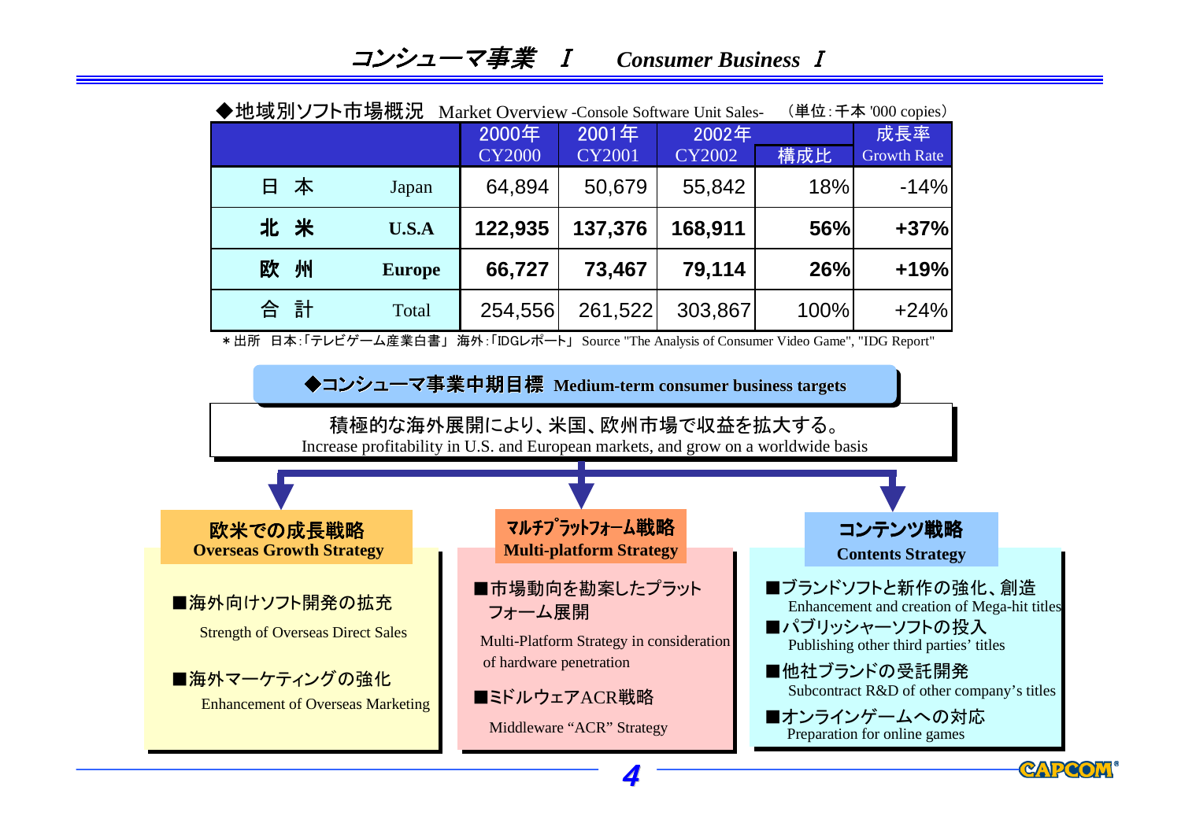# コンシューマ事業 Ⅰ　Consumer Business Ⅰ

## ◆地域別ソフト市場概況 Market Overview -Console Software Unit Sales-

（単位：千本 '000 copies）

| | | 2000年 CY2000 | 2001年 CY2001 | 2002年 CY2002 | 構成比 | 成長率 Growth Rate |
|---|---|---|---|---|---|---|
| 日本 | Japan | 64,894 | 50,679 | 55,842 | 18% | -14% |
| **北米** | **U.S.A** | **122,935** | **137,376** | **168,911** | **56%** | **+37%** |
| **欧州** | **Europe** | **66,727** | **73,467** | **79,114** | **26%** | **+19%** |
| 合計 | Total | 254,556 | 261,522 | 303,867 | 100% | +24% |

＊出所　日本：「テレビゲーム産業白書」 海外：「IDGレポート」 Source "The Analysis of Consumer Video Game", "IDG Report"

## ◆コンシューマ事業中期目標 Medium-term consumer business targets

積極的な海外展開により、米国、欧州市場で収益を拡大する。
Increase profitability in U.S. and European markets, and grow on a worldwide basis

### 欧米での成長戦略 Overseas Growth Strategy

■海外向けソフト開発の拡充
Strength of Overseas Direct Sales

■海外マーケティングの強化
Enhancement of Overseas Marketing

### マルチプラットフォーム戦略 Multi-platform Strategy

■市場動向を勘案したプラットフォーム展開
Multi-Platform Strategy in consideration of hardware penetration

■ミドルウェアACR戦略
Middleware "ACR" Strategy

### コンテンツ戦略 Contents Strategy

■ブランドソフトと新作の強化、創造
Enhancement and creation of Mega-hit titles

■パブリッシャーソフトの投入
Publishing other third parties' titles

■他社ブランドの受託開発
Subcontract R&D of other company's titles

■オンラインゲームへの対応
Preparation for online games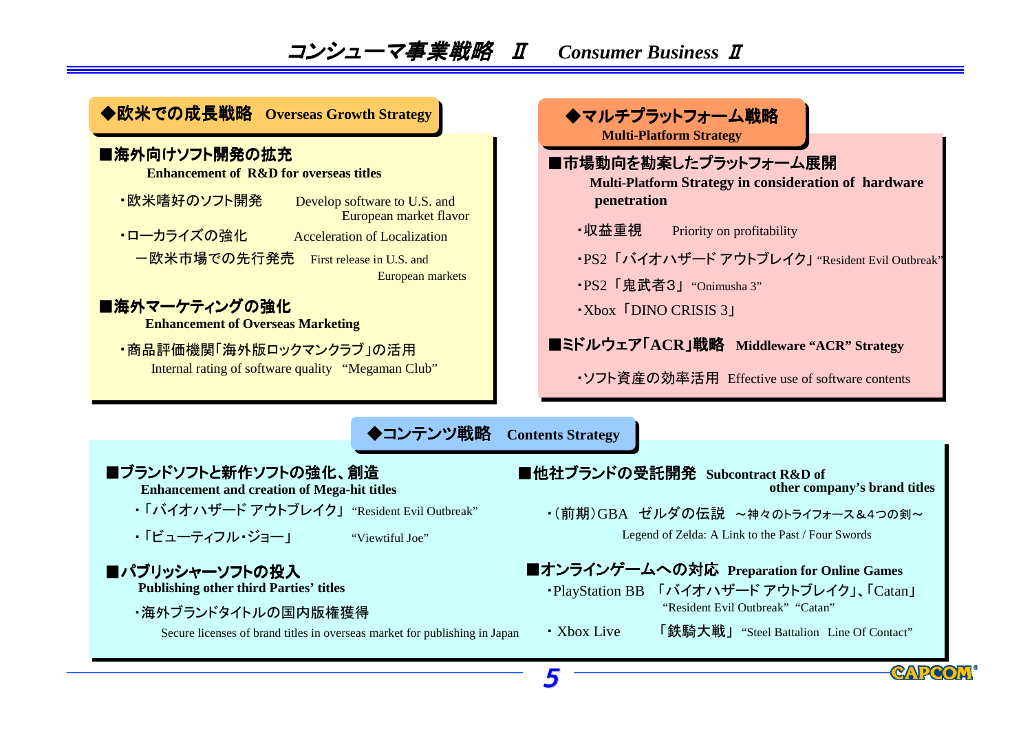# コンシューマ事業戦略 Ⅱ　Consumer Business Ⅱ

## ◆欧米での成長戦略　Overseas Growth Strategy

### ■海外向けソフト開発の拡充
**Enhancement of R&D for overseas titles**

- ・欧米嗜好のソフト開発　Develop software to U.S. and European market flavor
- ・ローカライズの強化　Acceleration of Localization
  - ー欧米市場での先行発売　First release in U.S. and European markets

### ■海外マーケティングの強化
**Enhancement of Overseas Marketing**

- ・商品評価機関「海外版ロックマンクラブ」の活用
  Internal rating of software quality "Megaman Club"

## ◆マルチプラットフォーム戦略　Multi-Platform Strategy

### ■市場動向を勘案したプラットフォーム展開
**Multi-Platform Strategy in consideration of hardware penetration**

- ・収益重視　Priority on profitability
- ・PS2「バイオハザード アウトブレイク」"Resident Evil Outbreak"
- ・PS2「鬼武者3」"Onimusha 3"
- ・Xbox「DINO CRISIS 3」

### ■ミドルウェア「ACR」戦略　Middleware "ACR" Strategy

- ・ソフト資産の効率活用　Effective use of software contents

## ◆コンテンツ戦略　Contents Strategy

### ■ブランドソフトと新作ソフトの強化、創造
**Enhancement and creation of Mega-hit titles**

- ・「バイオハザード アウトブレイク」"Resident Evil Outbreak"
- ・「ビューティフル・ジョー」"Viewtiful Joe"

### ■パブリッシャーソフトの投入
**Publishing other third Parties' titles**

- ・海外ブランドタイトルの国内版権獲得
  Secure licenses of brand titles in overseas market for publishing in Japan

### ■他社ブランドの受託開発　Subcontract R&D of other company's brand titles

- ・（前期）GBA　ゼルダの伝説　～神々のトライフォース＆4つの剣～
  Legend of Zelda: A Link to the Past / Four Swords

### ■オンラインゲームへの対応　Preparation for Online Games

- ・PlayStation BB　「バイオハザード アウトブレイク」、「Catan」
  "Resident Evil Outbreak" "Catan"
- ・Xbox Live　「鉄騎大戦」"Steel Battalion Line Of Contact"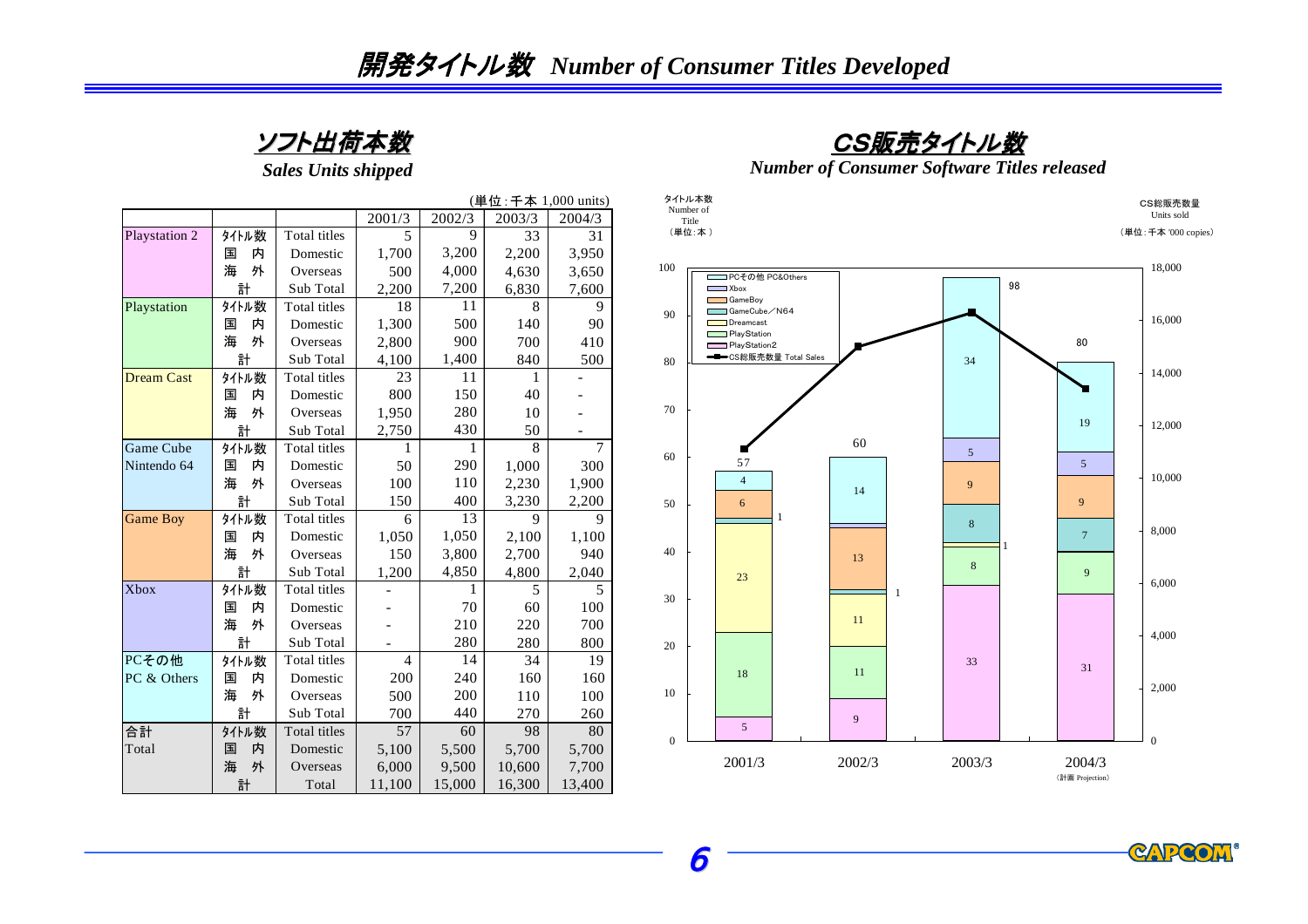# 開発タイトル数 *Number of Consumer Titles Developed*

## ソフト出荷本数
### *Sales Units shipped*

(単位：千本 1,000 units)

| | | | 2001/3 | 2002/3 | 2003/3 | 2004/3 |
|---|---|---|---|---|---|---|
| Playstation 2 | ﾀｲﾄﾙ数 | Total titles | 5 | 9 | 33 | 31 |
| | 国　内 | Domestic | 1,700 | 3,200 | 2,200 | 3,950 |
| | 海　外 | Overseas | 500 | 4,000 | 4,630 | 3,650 |
| | 計 | Sub Total | 2,200 | 7,200 | 6,830 | 7,600 |
| Playstation | ﾀｲﾄﾙ数 | Total titles | 18 | 11 | 8 | 9 |
| | 国　内 | Domestic | 1,300 | 500 | 140 | 90 |
| | 海　外 | Overseas | 2,800 | 900 | 700 | 410 |
| | 計 | Sub Total | 4,100 | 1,400 | 840 | 500 |
| Dream Cast | ﾀｲﾄﾙ数 | Total titles | 23 | 11 | 1 | - |
| | 国　内 | Domestic | 800 | 150 | 40 | - |
| | 海　外 | Overseas | 1,950 | 280 | 10 | - |
| | 計 | Sub Total | 2,750 | 430 | 50 | - |
| Game Cube Nintendo 64 | ﾀｲﾄﾙ数 | Total titles | 1 | 1 | 8 | 7 |
| | 国　内 | Domestic | 50 | 290 | 1,000 | 300 |
| | 海　外 | Overseas | 100 | 110 | 2,230 | 1,900 |
| | 計 | Sub Total | 150 | 400 | 3,230 | 2,200 |
| Game Boy | ﾀｲﾄﾙ数 | Total titles | 6 | 13 | 9 | 9 |
| | 国　内 | Domestic | 1,050 | 1,050 | 2,100 | 1,100 |
| | 海　外 | Overseas | 150 | 3,800 | 2,700 | 940 |
| | 計 | Sub Total | 1,200 | 4,850 | 4,800 | 2,040 |
| Xbox | ﾀｲﾄﾙ数 | Total titles | - | 1 | 5 | 5 |
| | 国　内 | Domestic | - | 70 | 60 | 100 |
| | 海　外 | Overseas | - | 210 | 220 | 700 |
| | 計 | Sub Total | - | 280 | 280 | 800 |
| PCその他 PC & Others | ﾀｲﾄﾙ数 | Total titles | 4 | 14 | 34 | 19 |
| | 国　内 | Domestic | 200 | 240 | 160 | 160 |
| | 海　外 | Overseas | 500 | 200 | 110 | 100 |
| | 計 | Sub Total | 700 | 440 | 270 | 260 |
| 合計 Total | ﾀｲﾄﾙ数 | Total titles | 57 | 60 | 98 | 80 |
| | 国　内 | Domestic | 5,100 | 5,500 | 5,700 | 5,700 |
| | 海　外 | Overseas | 6,000 | 9,500 | 10,600 | 7,700 |
| | 計 | Total | 11,100 | 15,000 | 16,300 | 13,400 |

## CS販売タイトル数
### *Number of Consumer Software Titles released*

タイトル本数 Number of Title（単位：本）／ CS総販売数量 Units sold（単位：千本 '000 copies）

| | 2001/3 | 2002/3 | 2003/3 | 2004/3（計画 Projection） |
|---|---|---|---|---|
| PlayStation2 | 5 | 9 | 33 | 31 |
| PlayStation | 18 | 11 | 8 | 9 |
| Dreamcast | 23 | 11 | 1 | |
| GameCube／N64 | 1 | 1 | 8 | 7 |
| GameBoy | 6 | 13 | 9 | 9 |
| Xbox | | 1 | 5 | 5 |
| PCその他 PC&Others | 4 | 14 | 34 | 19 |
| Total titles | 57 | 60 | 98 | 80 |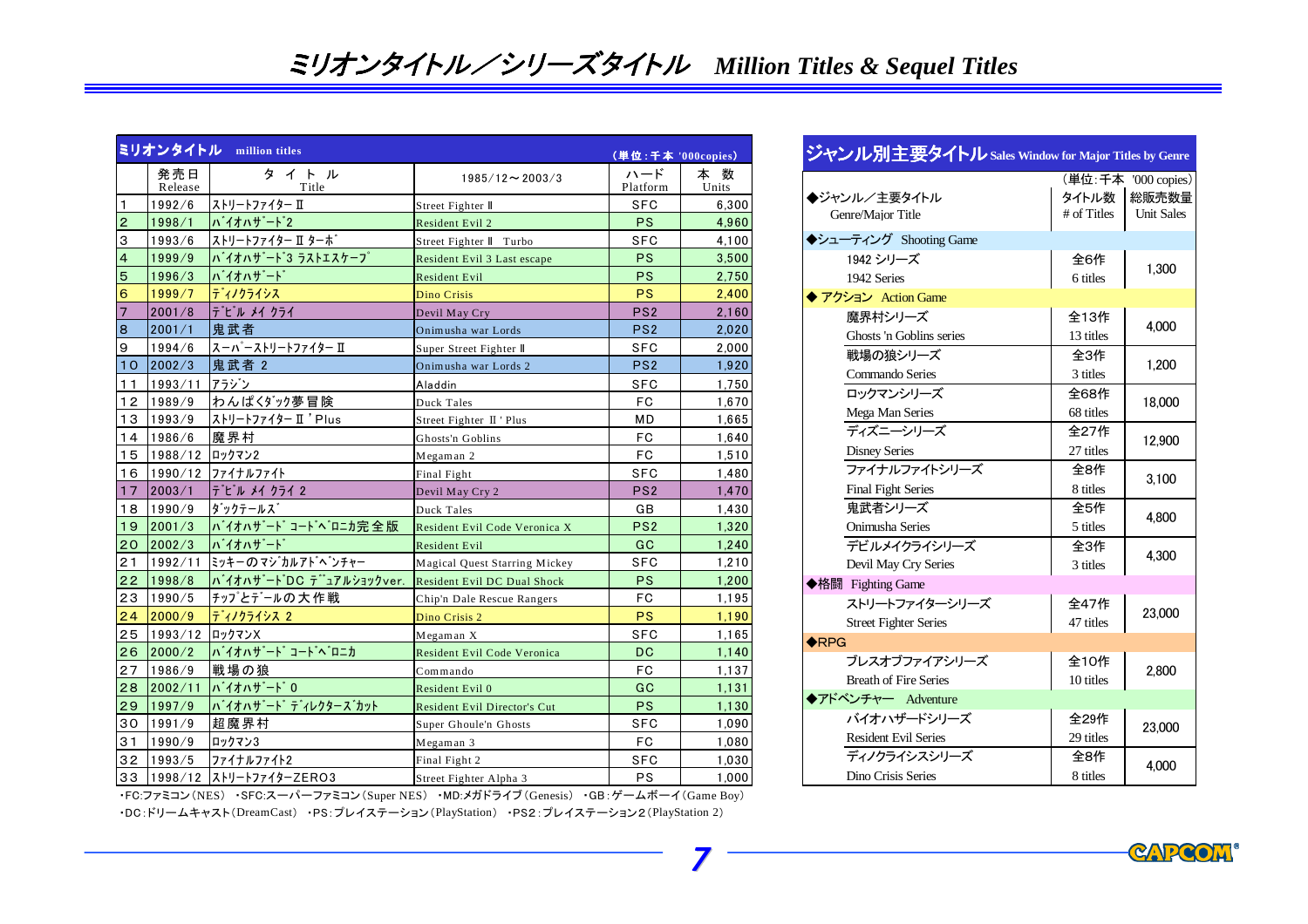# ミリオンタイトル／シリーズタイトル　Million Titles & Sequel Titles

## ミリオンタイトル　million titles

（単位：千本 '000copies）

| | 発売日 Release | タイトル Title | 1985/12～2003/3 | ハード Platform | 本数 Units |
|---|---|---|---|---|---|
| 1 | 1992/6 | ストリートファイター Ⅱ | Street Fighter Ⅱ | SFC | 6,300 |
| 2 | 1998/1 | バイオハザード2 | Resident Evil 2 | PS | 4,960 |
| 3 | 1993/6 | ストリートファイター Ⅱ ターボ | Street Fighter Ⅱ Turbo | SFC | 4,100 |
| 4 | 1999/9 | バイオハザード3 ラストエスケープ | Resident Evil 3 Last escape | PS | 3,500 |
| 5 | 1996/3 | バイオハザード | Resident Evil | PS | 2,750 |
| 6 | 1999/7 | ディノクライシス | Dino Crisis | PS | 2,400 |
| 7 | 2001/8 | デビル メイ クライ | Devil May Cry | PS2 | 2,160 |
| 8 | 2001/1 | 鬼武者 | Onimusha war Lords | PS2 | 2,020 |
| 9 | 1994/6 | スーパーストリートファイター Ⅱ | Super Street Fighter Ⅱ | SFC | 2,000 |
| 10 | 2002/3 | 鬼武者 2 | Onimusha war Lords 2 | PS2 | 1,920 |
| 11 | 1993/11 | アラジン | Aladdin | SFC | 1,750 |
| 12 | 1989/9 | わんぱくダック夢冒険 | Duck Tales | FC | 1,670 |
| 13 | 1993/9 | ストリートファイター Ⅱ ' Plus | Street Fighter Ⅱ ' Plus | MD | 1,665 |
| 14 | 1986/6 | 魔界村 | Ghosts'n Goblins | FC | 1,640 |
| 15 | 1988/12 | ロックマン2 | Megaman 2 | FC | 1,510 |
| 16 | 1990/12 | ファイナルファイト | Final Fight | SFC | 1,480 |
| 17 | 2003/1 | デビル メイ クライ 2 | Devil May Cry 2 | PS2 | 1,470 |
| 18 | 1990/9 | ダックテールズ | Duck Tales | GB | 1,430 |
| 19 | 2001/3 | バイオハザード コードベロニカ完全版 | Resident Evil Code Veronica X | PS2 | 1,320 |
| 20 | 2002/3 | バイオハザード | Resident Evil | GC | 1,240 |
| 21 | 1992/11 | ミッキーのマジカルアドベンチャー | Magical Quest Starring Mickey | SFC | 1,210 |
| 22 | 1998/8 | バイオハザードDC デュアルショックver. | Resident Evil DC Dual Shock | PS | 1,200 |
| 23 | 1990/5 | チップとデールの大作戦 | Chip'n Dale Rescue Rangers | FC | 1,195 |
| 24 | 2000/9 | ディノクライシス 2 | Dino Crisis 2 | PS | 1,190 |
| 25 | 1993/12 | ロックマンX | Megaman X | SFC | 1,165 |
| 26 | 2000/2 | バイオハザード コードベロニカ | Resident Evil Code Veronica | DC | 1,140 |
| 27 | 1986/9 | 戦場の狼 | Commando | FC | 1,137 |
| 28 | 2002/11 | バイオハザード 0 | Resident Evil 0 | GC | 1,131 |
| 29 | 1997/9 | バイオハザード ディレクターズカット | Resident Evil Director's Cut | PS | 1,130 |
| 30 | 1991/9 | 超魔界村 | Super Ghoule'n Ghosts | SFC | 1,090 |
| 31 | 1990/9 | ロックマン3 | Megaman 3 | FC | 1,080 |
| 32 | 1993/5 | ファイナルファイト2 | Final Fight 2 | SFC | 1,030 |
| 33 | 1998/12 | ストリートファイターZERO3 | Street Fighter Alpha 3 | PS | 1,000 |

・FC:ファミコン（NES）・SFC:スーパーファミコン（Super NES）・MD:メガドライブ（Genesis）・GB:ゲームボーイ（Game Boy）
・DC:ドリームキャスト（DreamCast）・PS:プレイステーション（PlayStation）・PS2:プレイステーション2（PlayStation 2）

## ジャンル別主要タイトル Sales Window for Major Titles by Genre

（単位:千本 '000 copies）

| ◆ジャンル／主要タイトル Genre/Major Title | タイトル数 # of Titles | 総販売数量 Unit Sales |
|---|---|---|
| **◆シューティング Shooting Game** | | |
| 1942 シリーズ 1942 Series | 全6作 6 titles | 1,300 |
| **◆アクション Action Game** | | |
| 魔界村シリーズ Ghosts 'n Goblins series | 全13作 13 titles | 4,000 |
| 戦場の狼シリーズ Commando Series | 全3作 3 titles | 1,200 |
| ロックマンシリーズ Mega Man Series | 全68作 68 titles | 18,000 |
| ディズニーシリーズ Disney Series | 全27作 27 titles | 12,900 |
| ファイナルファイトシリーズ Final Fight Series | 全8作 8 titles | 3,100 |
| 鬼武者シリーズ Onimusha Series | 全5作 5 titles | 4,800 |
| デビルメイクライシリーズ Devil May Cry Series | 全3作 3 titles | 4,300 |
| **◆格闘 Fighting Game** | | |
| ストリートファイターシリーズ Street Fighter Series | 全47作 47 titles | 23,000 |
| **◆RPG** | | |
| ブレスオブファイアシリーズ Breath of Fire Series | 全10作 10 titles | 2,800 |
| **◆アドベンチャー Adventure** | | |
| バイオハザードシリーズ Resident Evil Series | 全29作 29 titles | 23,000 |
| ディノクライシスシリーズ Dino Crisis Series | 全8作 8 titles | 4,000 |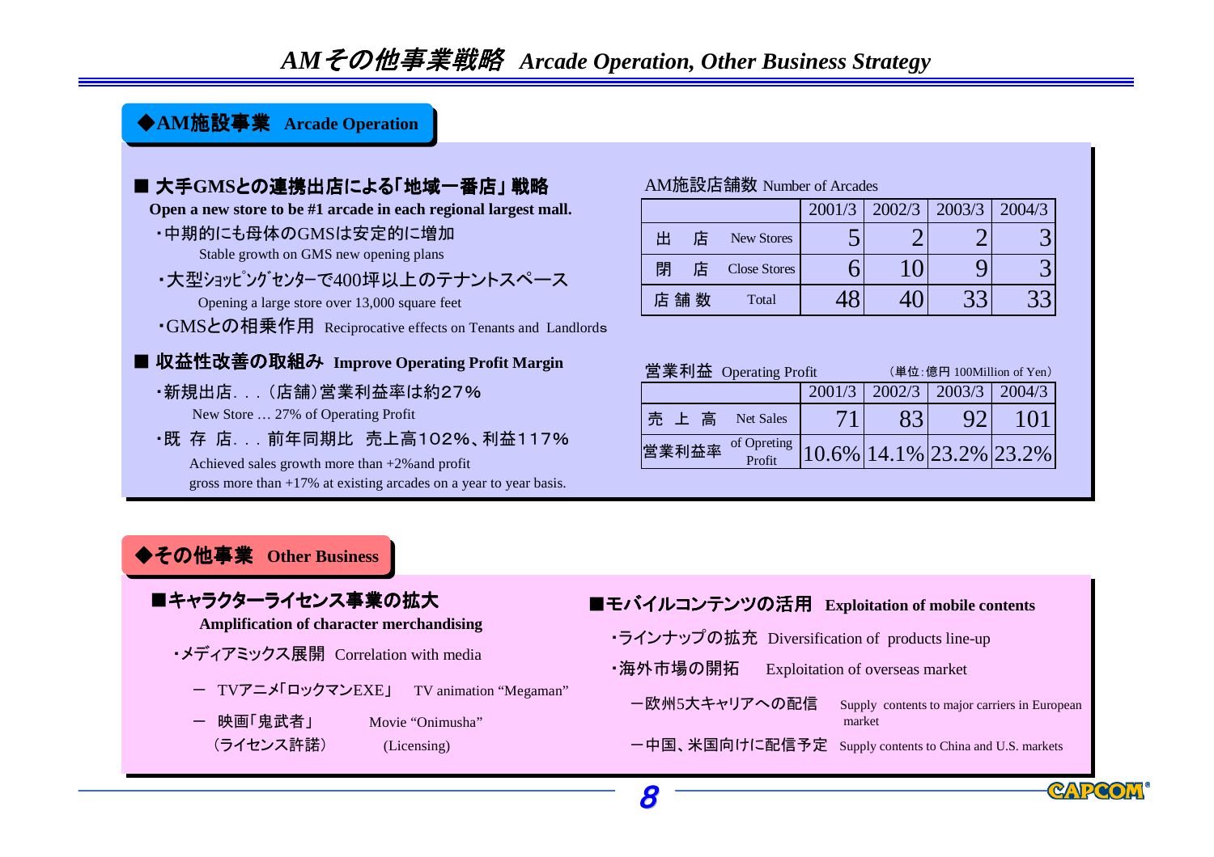# *AMその他事業戦略　Arcade Operation, Other Business Strategy*

## ◆AM施設事業　Arcade Operation

### ■ 大手GMSとの連携出店による「地域一番店」戦略

**Open a new store to be #1 arcade in each regional largest mall.**

- ・中期的にも母体のGMSは安定的に増加
  Stable growth on GMS new opening plans
- ・大型ｼｮｯﾋﾟﾝｸﾞｾﾝﾀｰで400坪以上のテナントスペース
  Opening a large store over 13,000 square feet
- ・GMSとの相乗作用　Reciprocative effects on Tenants and Landlords

### ■ 収益性改善の取組み　Improve Operating Profit Margin

- ・新規出店．．．(店舗)営業利益率は約27％
  New Store … 27% of Operating Profit
- ・既 存 店．．．前年同期比　売上高102％、利益117％
  Achieved sales growth more than +2%and profit gross more than +17% at existing arcades on a year to year basis.

AM施設店舗数 Number of Arcades

| | | 2001/3 | 2002/3 | 2003/3 | 2004/3 |
|---|---|---|---|---|---|
| 出　店 | New Stores | 5 | 2 | 2 | 3 |
| 閉　店 | Close Stores | 6 | 10 | 9 | 3 |
| 店 舗 数 | Total | 48 | 40 | 33 | 33 |

営業利益 Operating Profit　（単位：億円 100Million of Yen）

| | | 2001/3 | 2002/3 | 2003/3 | 2004/3 |
|---|---|---|---|---|---|
| 売 上 高 | Net Sales | 71 | 83 | 92 | 101 |
| 営業利益率 | of Opreting Profit | 10.6% | 14.1% | 23.2% | 23.2% |

## ◆その他事業　Other Business

### ■キャラクターライセンス事業の拡大

**Amplification of character merchandising**

- ・メディアミックス展開　Correlation with media
  - ー　TVアニメ「ロックマンEXE」　TV animation “Megaman”
  - ー　映画「鬼武者」（ライセンス許諾）　Movie “Onimusha” (Licensing)

### ■モバイルコンテンツの活用　Exploitation of mobile contents

- ・ラインナップの拡充　Diversification of products line-up
- ・海外市場の開拓　Exploitation of overseas market
  - ー欧州5大キャリアへの配信　Supply contents to major carriers in European market
  - ー中国、米国向けに配信予定　Supply contents to China and U.S. markets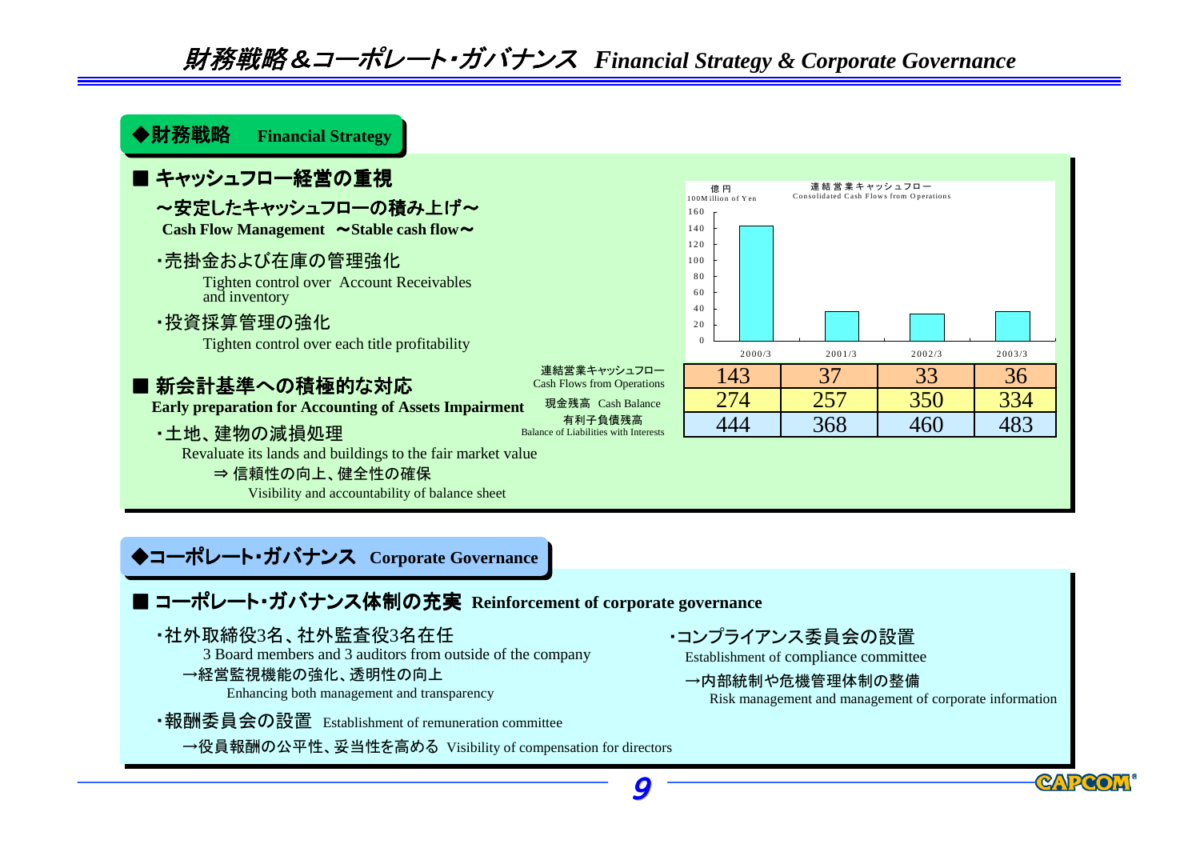# 財務戦略＆コーポレート･ガバナンス *Financial Strategy & Corporate Governance*

## ◆財務戦略　Financial Strategy

### ■ キャッシュフロー経営の重視

**～安定したキャッシュフローの積み上げ～**

**Cash Flow Management　～Stable cash flow～**

- ･売掛金および在庫の管理強化
  Tighten control over Account Receivables and inventory
- ･投資採算管理の強化
  Tighten control over each title profitability

### ■ 新会計基準への積極的な対応

**Early preparation for Accounting of Assets Impairment**

- ･土地、建物の減損処理
  Revaluate its lands and buildings to the fair market value
  ⇒ 信頼性の向上、健全性の確保
  Visibility and accountability of balance sheet

連結営業キャッシュフロー Consolidated Cash Flows from Operations（億円 100Million of Yen）

| | 2000/3 | 2001/3 | 2002/3 | 2003/3 |
|---|---|---|---|---|
| 連結営業キャッシュフロー Cash Flows from Operations | 143 | 37 | 33 | 36 |
| 現金残高 Cash Balance | 274 | 257 | 350 | 334 |
| 有利子負債残高 Balance of Liabilities with Interests | 444 | 368 | 460 | 483 |

## ◆コーポレート･ガバナンス　Corporate Governance

### ■ コーポレート･ガバナンス体制の充実　Reinforcement of corporate governance

- ･社外取締役3名、社外監査役3名在任
  3 Board members and 3 auditors from outside of the company
  →経営監視機能の強化、透明性の向上
  Enhancing both management and transparency
- ･報酬委員会の設置　Establishment of remuneration committee
  →役員報酬の公平性、妥当性を高める　Visibility of compensation for directors
- ･コンプライアンス委員会の設置
  Establishment of compliance committee
  →内部統制や危機管理体制の整備
  Risk management and management of corporate information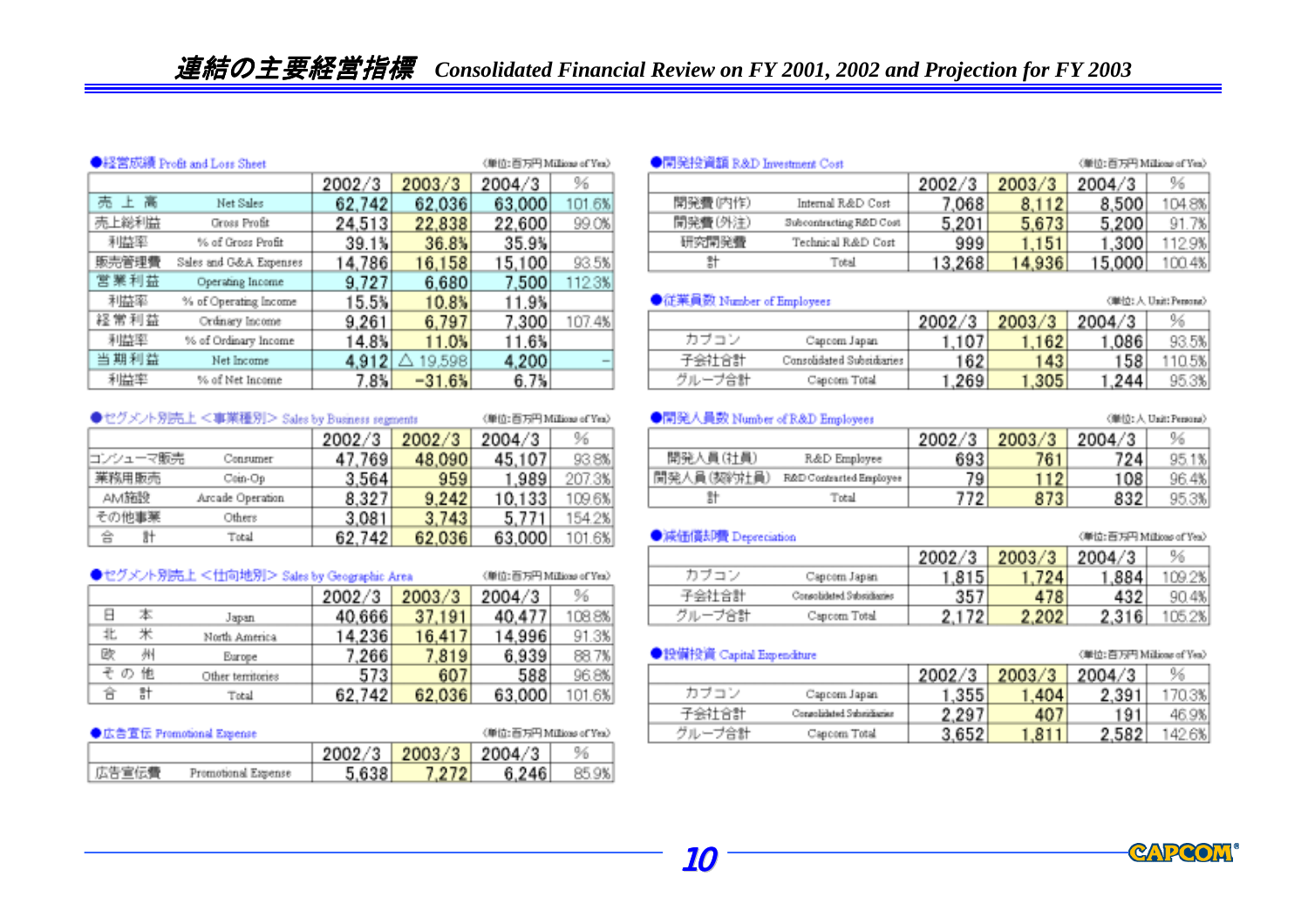# 連結の主要経営指標 *Consolidated Financial Review on FY 2001, 2002 and Projection for FY 2003*

### ●経営成績 Profit and Loss Sheet

（単位：百万円 Millions of Yen）

| | | 2002/3 | 2003/3 | 2004/3 | % |
|---|---|---|---|---|---|
| 売上高 | Net Sales | 62,742 | 62,036 | 63,000 | 101.6% |
| 売上総利益 | Gross Profit | 24,513 | 22,838 | 22,600 | 99.0% |
| 利益率 | % of Gross Profit | 39.1% | 36.8% | 35.9% | |
| 販売管理費 | Sales and G&A Expenses | 14,786 | 16,158 | 15,100 | 93.5% |
| 営業利益 | Operating Income | 9,727 | 6,680 | 7,500 | 112.3% |
| 利益率 | % of Operating Income | 15.5% | 10.8% | 11.9% | |
| 経常利益 | Ordinary Income | 9,261 | 6,797 | 7,300 | 107.4% |
| 利益率 | % of Ordinary Income | 14.8% | 11.0% | 11.6% | |
| 当期利益 | Net Income | 4,912 | △ 19,598 | 4,200 | − |
| 利益率 | % of Net Income | 7.8% | −31.6% | 6.7% | |

### ●セグメント別売上＜事業種別＞ Sales by Business segments

（単位：百万円 Millions of Yen）

| | | 2002/3 | 2002/3 | 2004/3 | % |
|---|---|---|---|---|---|
| コンシューマ販売 | Consumer | 47,769 | 48,090 | 45,107 | 93.8% |
| 業務用販売 | Coin-Op | 3,564 | 959 | 1,989 | 207.3% |
| AM施設 | Arcade Operation | 8,327 | 9,242 | 10,133 | 109.6% |
| その他事業 | Others | 3,081 | 3,743 | 5,771 | 154.2% |
| 合計 | Total | 62,742 | 62,036 | 63,000 | 101.6% |

### ●セグメント別売上＜仕向地別＞ Sales by Geographic Area

（単位：百万円 Millions of Yen）

| | | 2002/3 | 2003/3 | 2004/3 | % |
|---|---|---|---|---|---|
| 日本 | Japan | 40,666 | 37,191 | 40,477 | 108.8% |
| 北米 | North America | 14,236 | 16,417 | 14,996 | 91.3% |
| 欧州 | Europe | 7,266 | 7,819 | 6,939 | 88.7% |
| その他 | Other territories | 573 | 607 | 588 | 96.8% |
| 合計 | Total | 62,742 | 62,036 | 63,000 | 101.6% |

### ●広告宣伝 Promotional Expense

（単位：百万円 Millions of Yen）

| | | 2002/3 | 2003/3 | 2004/3 | % |
|---|---|---|---|---|---|
| 広告宣伝費 | Promotional Expense | 5,638 | 7,272 | 6,246 | 85.9% |

### ●開発投資額 R&D Investment Cost

（単位：百万円 Millions of Yen）

| | | 2002/3 | 2003/3 | 2004/3 | % |
|---|---|---|---|---|---|
| 開発費(内作) | Internal R&D Cost | 7,068 | 8,112 | 8,500 | 104.8% |
| 開発費(外注) | Subcontracting R&D Cost | 5,201 | 5,673 | 5,200 | 91.7% |
| 研究開発費 | Technical R&D Cost | 999 | 1,151 | 1,300 | 112.9% |
| 計 | Total | 13,268 | 14,936 | 15,000 | 100.4% |

### ●従業員数 Number of Employees

（単位：人 Unit: Persons）

| | | 2002/3 | 2003/3 | 2004/3 | % |
|---|---|---|---|---|---|
| カプコン | Capcom Japan | 1,107 | 1,162 | 1,086 | 93.5% |
| 子会社合計 | Consolidated Subsidiaries | 162 | 143 | 158 | 110.5% |
| グループ合計 | Capcom Total | 1,269 | 1,305 | 1,244 | 95.3% |

### ●開発人員数 Number of R&D Employees

（単位：人 Unit: Persons）

| | | 2002/3 | 2003/3 | 2004/3 | % |
|---|---|---|---|---|---|
| 開発人員(社員) | R&D Employee | 693 | 761 | 724 | 95.1% |
| 開発人員(契約社員) | R&D Contracted Employee | 79 | 112 | 108 | 96.4% |
| 計 | Total | 772 | 873 | 832 | 95.3% |

### ●減価償却費 Depreciation

（単位：百万円 Millions of Yen）

| | | 2002/3 | 2003/3 | 2004/3 | % |
|---|---|---|---|---|---|
| カプコン | Capcom Japan | 1,815 | 1,724 | 1,884 | 109.2% |
| 子会社合計 | Consolidated Subsidiaries | 357 | 478 | 432 | 90.4% |
| グループ合計 | Capcom Total | 2,172 | 2,202 | 2,316 | 105.2% |

### ●設備投資 Capital Expenditure

（単位：百万円 Millions of Yen）

| | | 2002/3 | 2003/3 | 2004/3 | % |
|---|---|---|---|---|---|
| カプコン | Capcom Japan | 1,355 | 1,404 | 2,391 | 170.3% |
| 子会社合計 | Consolidated Subsidiaries | 2,297 | 407 | 191 | 46.9% |
| グループ合計 | Capcom Total | 3,652 | 1,811 | 2,582 | 142.6% |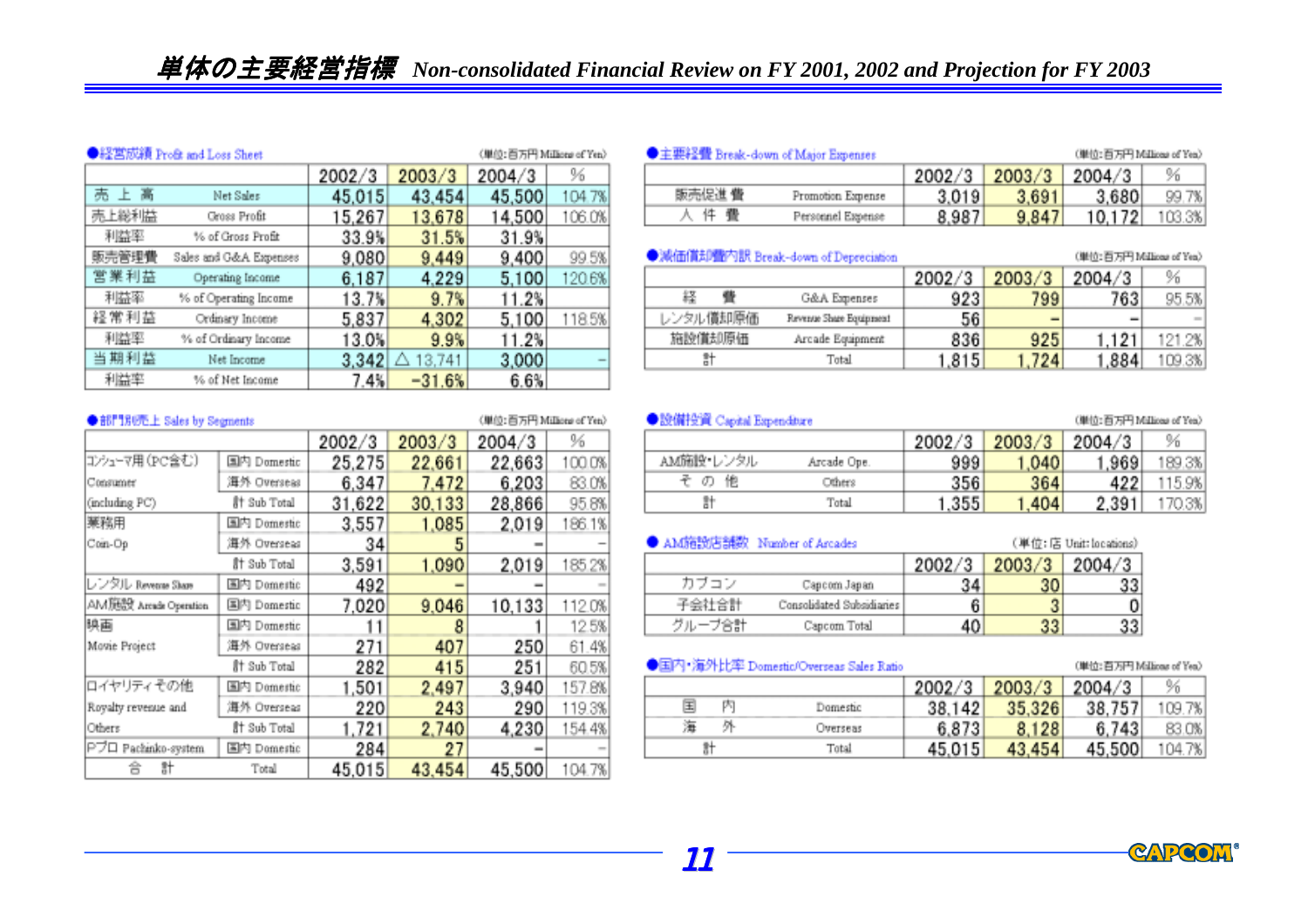# 単体の主要経営指標 *Non-consolidated Financial Review on FY 2001, 2002 and Projection for FY 2003*

●経営成績 Profit and Loss Sheet (単位:百万円 Millions of Yen)

| | | 2002/3 | 2003/3 | 2004/3 | % |
|---|---|---|---|---|---|
| 売上高 | Net Sales | 45,015 | 43,454 | 45,500 | 104.7% |
| 売上総利益 | Gross Profit | 15,267 | 13,678 | 14,500 | 106.0% |
| 利益率 | % of Gross Profit | 33.9% | 31.5% | 31.9% | |
| 販売管理費 | Sales and G&A Expenses | 9,080 | 9,449 | 9,400 | 99.5% |
| 営業利益 | Operating Income | 6,187 | 4,229 | 5,100 | 120.6% |
| 利益率 | % of Operating Income | 13.7% | 9.7% | 11.2% | |
| 経常利益 | Ordinary Income | 5,837 | 4,302 | 5,100 | 118.5% |
| 利益率 | % of Ordinary Income | 13.0% | 9.9% | 11.2% | |
| 当期利益 | Net Income | 3,342 | △ 13,741 | 3,000 | − |
| 利益率 | % of Net Income | 7.4% | −31.6% | 6.6% | |

●部門別売上 Sales by Segments (単位:百万円 Millions of Yen)

| | | 2002/3 | 2003/3 | 2004/3 | % |
|---|---|---|---|---|---|
| コンシューマ用(PC含む) Consumer (including PC) | 国内 Domestic | 25,275 | 22,661 | 22,663 | 100.0% |
| | 海外 Overseas | 6,347 | 7,472 | 6,203 | 83.0% |
| | 計 Sub Total | 31,622 | 30,133 | 28,866 | 95.8% |
| 業務用 Coin-Op | 国内 Domestic | 3,557 | 1,085 | 2,019 | 186.1% |
| | 海外 Overseas | 34 | 5 | − | − |
| | 計 Sub Total | 3,591 | 1,090 | 2,019 | 185.2% |
| レンタル Revenue Share | 国内 Domestic | 492 | − | − | − |
| AM施設 Arcade Operation | 国内 Domestic | 7,020 | 9,046 | 10,133 | 112.0% |
| 映画 Movie Project | 国内 Domestic | 11 | 8 | 1 | 12.5% |
| | 海外 Overseas | 271 | 407 | 250 | 61.4% |
| | 計 Sub Total | 282 | 415 | 251 | 60.5% |
| ロイヤリティその他 Royalty revenue and Others | 国内 Domestic | 1,501 | 2,497 | 3,940 | 157.8% |
| | 海外 Overseas | 220 | 243 | 290 | 119.3% |
| | 計 Sub Total | 1,721 | 2,740 | 4,230 | 154.4% |
| Pプロ Pachinko-system | 国内 Domestic | 284 | 27 | − | − |
| 合計 | Total | 45,015 | 43,454 | 45,500 | 104.7% |

●主要経費 Break-down of Major Expenses (単位:百万円 Millions of Yen)

| | | 2002/3 | 2003/3 | 2004/3 | % |
|---|---|---|---|---|---|
| 販売促進費 | Promotion Expense | 3,019 | 3,691 | 3,680 | 99.7% |
| 人件費 | Personnel Expense | 8,987 | 9,847 | 10,172 | 103.3% |

●減価償却費内訳 Break-down of Depreciation (単位:百万円 Millions of Yen)

| | | 2002/3 | 2003/3 | 2004/3 | % |
|---|---|---|---|---|---|
| 経費 | G&A Expenses | 923 | 799 | 763 | 95.5% |
| レンタル償却原価 | Revenue Share Equipment | 56 | − | − | − |
| 施設償却原価 | Arcade Equipment | 836 | 925 | 1,121 | 121.2% |
| 計 | Total | 1,815 | 1,724 | 1,884 | 109.3% |

●設備投資 Capital Expenditure (単位:百万円 Millions of Yen)

| | | 2002/3 | 2003/3 | 2004/3 | % |
|---|---|---|---|---|---|
| AM施設・レンタル | Arcade Ope. | 999 | 1,040 | 1,969 | 189.3% |
| その他 | Others | 356 | 364 | 422 | 115.9% |
| 計 | Total | 1,355 | 1,404 | 2,391 | 170.3% |

● AM施設店舗数 Number of Arcades (単位:店 Unit: locations)

| | | 2002/3 | 2003/3 | 2004/3 |
|---|---|---|---|---|
| カプコン | Capcom Japan | 34 | 30 | 33 |
| 子会社合計 | Consolidated Subsidiaries | 6 | 3 | 0 |
| グループ合計 | Capcom Total | 40 | 33 | 33 |

●国内・海外比率 Domestic/Overseas Sales Ratio (単位:百万円 Millions of Yen)

| | | 2002/3 | 2003/3 | 2004/3 | % |
|---|---|---|---|---|---|
| 国内 | Domestic | 38,142 | 35,326 | 38,757 | 109.7% |
| 海外 | Overseas | 6,873 | 8,128 | 6,743 | 83.0% |
| 計 | Total | 45,015 | 43,454 | 45,500 | 104.7% |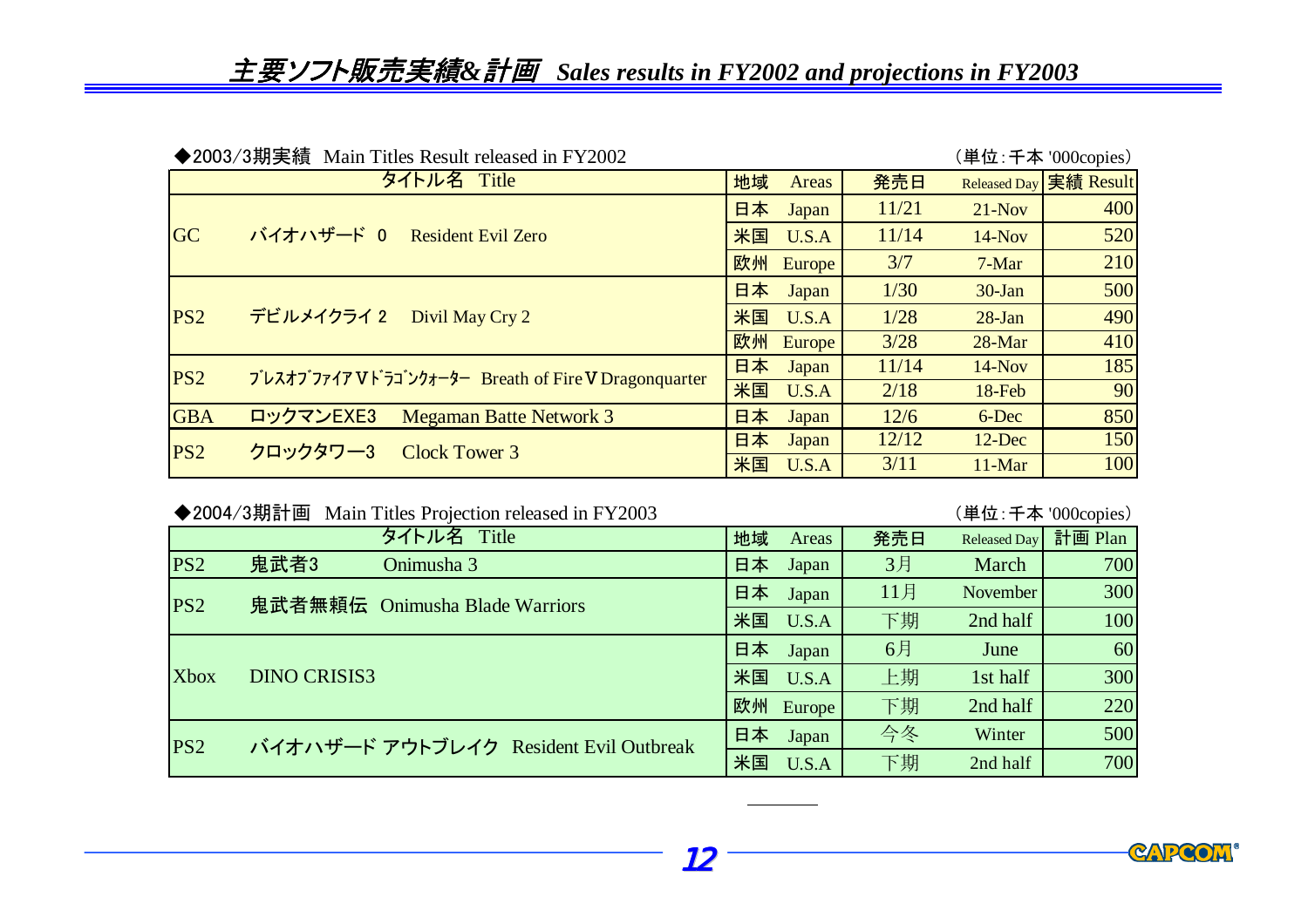# 主要ソフト販売実績&計画 Sales results in FY2002 and projections in FY2003

◆2003/3期実績 Main Titles Result released in FY2002

（単位：千本 '000copies）

| タイトル名 Title | | 地域 Areas | 発売日 | Released Day | 実績 Result |
|---|---|---|---|---|---|
| GC | バイオハザード 0 Resident Evil Zero | 日本 Japan | 11/21 | 21-Nov | 400 |
| | | 米国 U.S.A | 11/14 | 14-Nov | 520 |
| | | 欧州 Europe | 3/7 | 7-Mar | 210 |
| PS2 | デビルメイクライ 2 Divil May Cry 2 | 日本 Japan | 1/30 | 30-Jan | 500 |
| | | 米国 U.S.A | 1/28 | 28-Jan | 490 |
| | | 欧州 Europe | 3/28 | 28-Mar | 410 |
| PS2 | ﾌﾞﾚｽｵﾌﾞﾌｧｲｱⅤﾄﾞﾗｺﾞﾝｸｫｰﾀｰ Breath of FireⅤDragonquarter | 日本 Japan | 11/14 | 14-Nov | 185 |
| | | 米国 U.S.A | 2/18 | 18-Feb | 90 |
| GBA | ロックマンEXE3 Megaman Batte Network 3 | 日本 Japan | 12/6 | 6-Dec | 850 |
| PS2 | クロックタワー3 Clock Tower 3 | 日本 Japan | 12/12 | 12-Dec | 150 |
| | | 米国 U.S.A | 3/11 | 11-Mar | 100 |

◆2004/3期計画 Main Titles Projection released in FY2003

（単位：千本 '000copies）

| タイトル名 Title | | 地域 Areas | 発売日 | Released Day | 計画 Plan |
|---|---|---|---|---|---|
| PS2 | 鬼武者3 Onimusha 3 | 日本 Japan | 3月 | March | 700 |
| PS2 | 鬼武者無頼伝 Onimusha Blade Warriors | 日本 Japan | 11月 | November | 300 |
| | | 米国 U.S.A | 下期 | 2nd half | 100 |
| Xbox | DINO CRISIS3 | 日本 Japan | 6月 | June | 60 |
| | | 米国 U.S.A | 上期 | 1st half | 300 |
| | | 欧州 Europe | 下期 | 2nd half | 220 |
| PS2 | バイオハザード アウトブレイク Resident Evil Outbreak | 日本 Japan | 今冬 | Winter | 500 |
| | | 米国 U.S.A | 下期 | 2nd half | 700 |